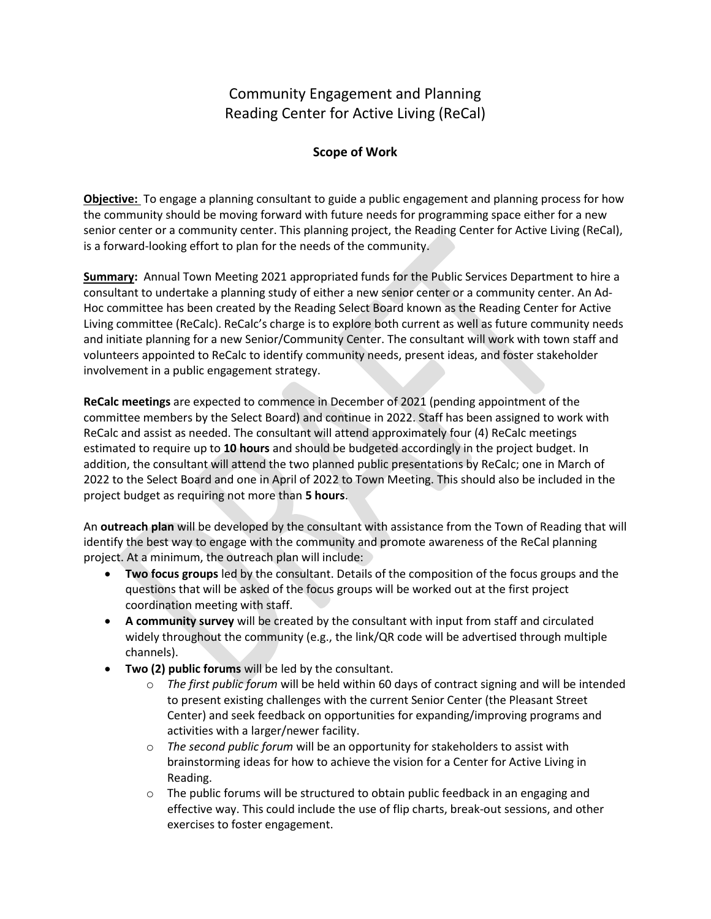# Community Engagement and Planning
# Reading Center for Active Living (ReCal)

## Scope of Work

**Objective:** To engage a planning consultant to guide a public engagement and planning process for how the community should be moving forward with future needs for programming space either for a new senior center or a community center. This planning project, the Reading Center for Active Living (ReCal), is a forward-looking effort to plan for the needs of the community.

**Summary:** Annual Town Meeting 2021 appropriated funds for the Public Services Department to hire a consultant to undertake a planning study of either a new senior center or a community center. An Ad-Hoc committee has been created by the Reading Select Board known as the Reading Center for Active Living committee (ReCalc). ReCalc's charge is to explore both current as well as future community needs and initiate planning for a new Senior/Community Center. The consultant will work with town staff and volunteers appointed to ReCalc to identify community needs, present ideas, and foster stakeholder involvement in a public engagement strategy.

**ReCalc meetings** are expected to commence in December of 2021 (pending appointment of the committee members by the Select Board) and continue in 2022. Staff has been assigned to work with ReCalc and assist as needed. The consultant will attend approximately four (4) ReCalc meetings estimated to require up to **10 hours** and should be budgeted accordingly in the project budget. In addition, the consultant will attend the two planned public presentations by ReCalc; one in March of 2022 to the Select Board and one in April of 2022 to Town Meeting. This should also be included in the project budget as requiring not more than **5 hours**.

An **outreach plan** will be developed by the consultant with assistance from the Town of Reading that will identify the best way to engage with the community and promote awareness of the ReCal planning project. At a minimum, the outreach plan will include:

- **Two focus groups** led by the consultant. Details of the composition of the focus groups and the questions that will be asked of the focus groups will be worked out at the first project coordination meeting with staff.
- **A community survey** will be created by the consultant with input from staff and circulated widely throughout the community (e.g., the link/QR code will be advertised through multiple channels).
- **Two (2) public forums** will be led by the consultant.
  - *The first public forum* will be held within 60 days of contract signing and will be intended to present existing challenges with the current Senior Center (the Pleasant Street Center) and seek feedback on opportunities for expanding/improving programs and activities with a larger/newer facility.
  - *The second public forum* will be an opportunity for stakeholders to assist with brainstorming ideas for how to achieve the vision for a Center for Active Living in Reading.
  - The public forums will be structured to obtain public feedback in an engaging and effective way. This could include the use of flip charts, break-out sessions, and other exercises to foster engagement.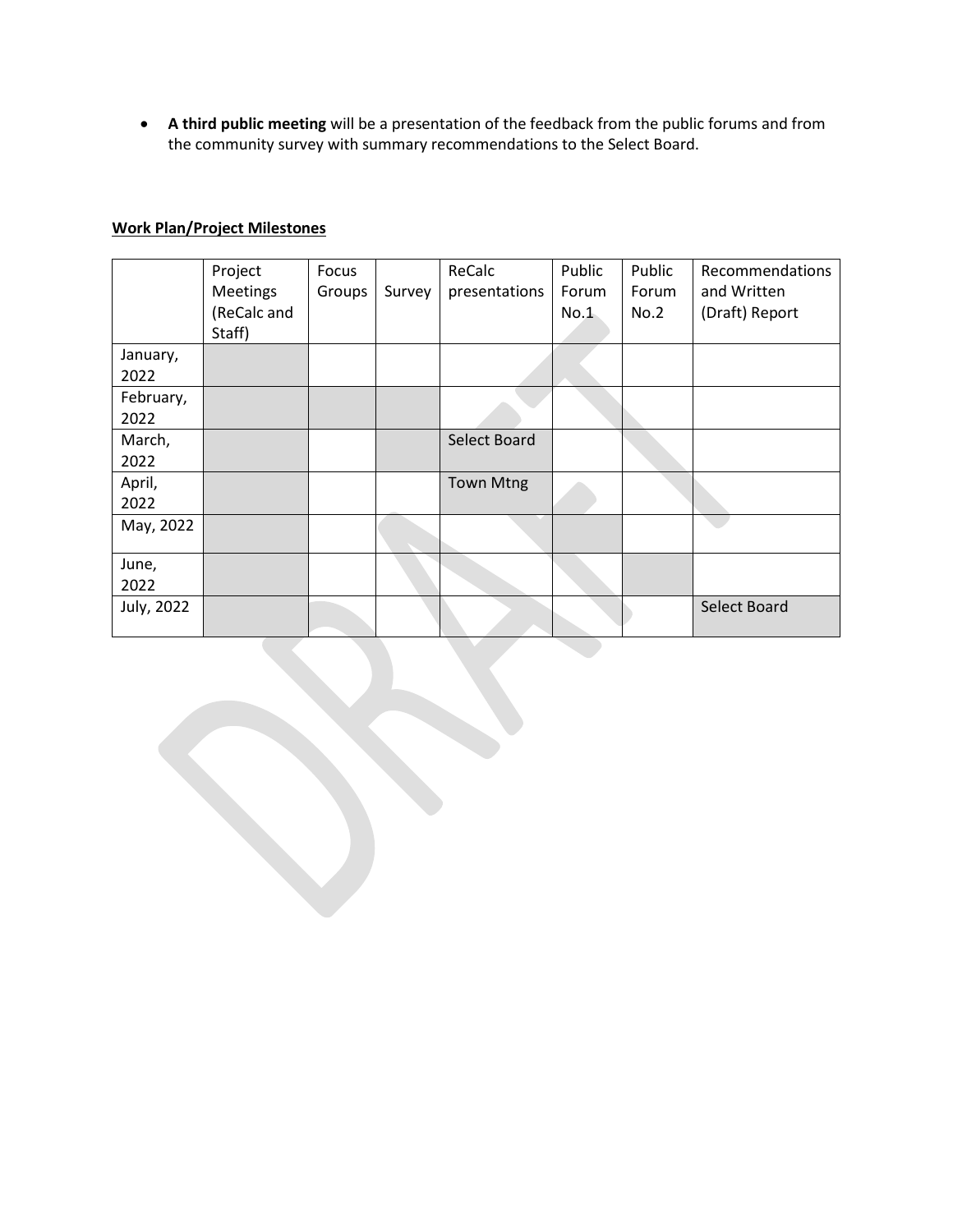- **A third public meeting** will be a presentation of the feedback from the public forums and from the community survey with summary recommendations to the Select Board.

**Work Plan/Project Milestones**

| | Project Meetings (ReCalc and Staff) | Focus Groups | Survey | ReCalc presentations | Public Forum No.1 | Public Forum No.2 | Recommendations and Written (Draft) Report |
|---|---|---|---|---|---|---|---|
| January, 2022 | | | | | | | |
| February, 2022 | | | | | | | |
| March, 2022 | | | | Select Board | | | |
| April, 2022 | | | | Town Mtng | | | |
| May, 2022 | | | | | | | |
| June, 2022 | | | | | | | |
| July, 2022 | | | | | | | Select Board |